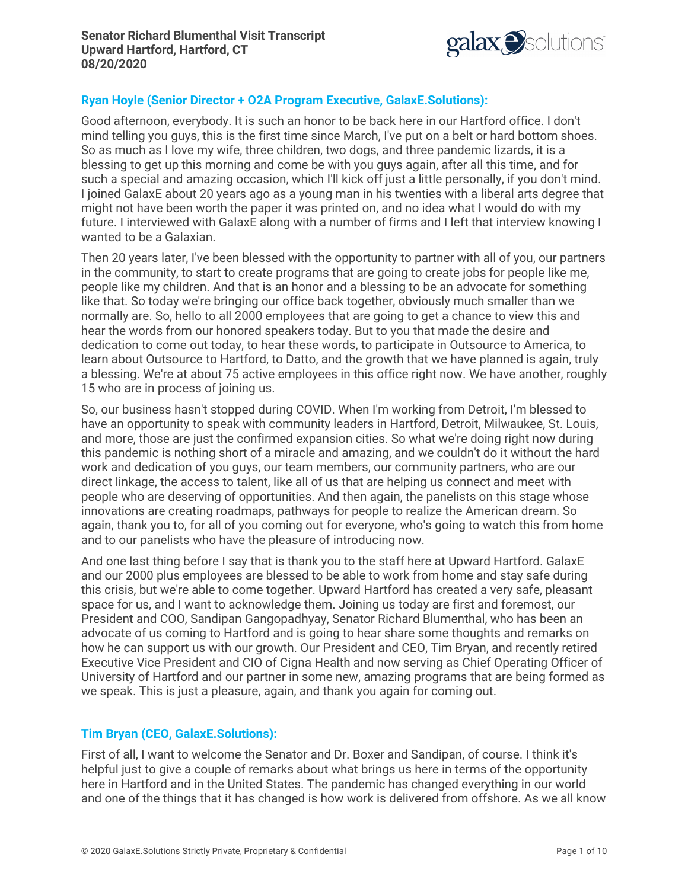# Senator Richard Blumenthal Visit Transcript
# Upward Hartford, Hartford, CT
# 08/20/2020

### Ryan Hoyle (Senior Director + O2A Program Executive, GalaxE.Solutions):

Good afternoon, everybody. It is such an honor to be back here in our Hartford office. I don't mind telling you guys, this is the first time since March, I've put on a belt or hard bottom shoes. So as much as I love my wife, three children, two dogs, and three pandemic lizards, it is a blessing to get up this morning and come be with you guys again, after all this time, and for such a special and amazing occasion, which I'll kick off just a little personally, if you don't mind. I joined GalaxE about 20 years ago as a young man in his twenties with a liberal arts degree that might not have been worth the paper it was printed on, and no idea what I would do with my future. I interviewed with GalaxE along with a number of firms and I left that interview knowing I wanted to be a Galaxian.

Then 20 years later, I've been blessed with the opportunity to partner with all of you, our partners in the community, to start to create programs that are going to create jobs for people like me, people like my children. And that is an honor and a blessing to be an advocate for something like that. So today we're bringing our office back together, obviously much smaller than we normally are. So, hello to all 2000 employees that are going to get a chance to view this and hear the words from our honored speakers today. But to you that made the desire and dedication to come out today, to hear these words, to participate in Outsource to America, to learn about Outsource to Hartford, to Datto, and the growth that we have planned is again, truly a blessing. We're at about 75 active employees in this office right now. We have another, roughly 15 who are in process of joining us.

So, our business hasn't stopped during COVID. When I'm working from Detroit, I'm blessed to have an opportunity to speak with community leaders in Hartford, Detroit, Milwaukee, St. Louis, and more, those are just the confirmed expansion cities. So what we're doing right now during this pandemic is nothing short of a miracle and amazing, and we couldn't do it without the hard work and dedication of you guys, our team members, our community partners, who are our direct linkage, the access to talent, like all of us that are helping us connect and meet with people who are deserving of opportunities. And then again, the panelists on this stage whose innovations are creating roadmaps, pathways for people to realize the American dream. So again, thank you to, for all of you coming out for everyone, who's going to watch this from home and to our panelists who have the pleasure of introducing now.

And one last thing before I say that is thank you to the staff here at Upward Hartford. GalaxE and our 2000 plus employees are blessed to be able to work from home and stay safe during this crisis, but we're able to come together. Upward Hartford has created a very safe, pleasant space for us, and I want to acknowledge them. Joining us today are first and foremost, our President and COO, Sandipan Gangopadhyay, Senator Richard Blumenthal, who has been an advocate of us coming to Hartford and is going to hear share some thoughts and remarks on how he can support us with our growth. Our President and CEO, Tim Bryan, and recently retired Executive Vice President and CIO of Cigna Health and now serving as Chief Operating Officer of University of Hartford and our partner in some new, amazing programs that are being formed as we speak. This is just a pleasure, again, and thank you again for coming out.

### Tim Bryan (CEO, GalaxE.Solutions):

First of all, I want to welcome the Senator and Dr. Boxer and Sandipan, of course. I think it's helpful just to give a couple of remarks about what brings us here in terms of the opportunity here in Hartford and in the United States. The pandemic has changed everything in our world and one of the things that it has changed is how work is delivered from offshore. As we all know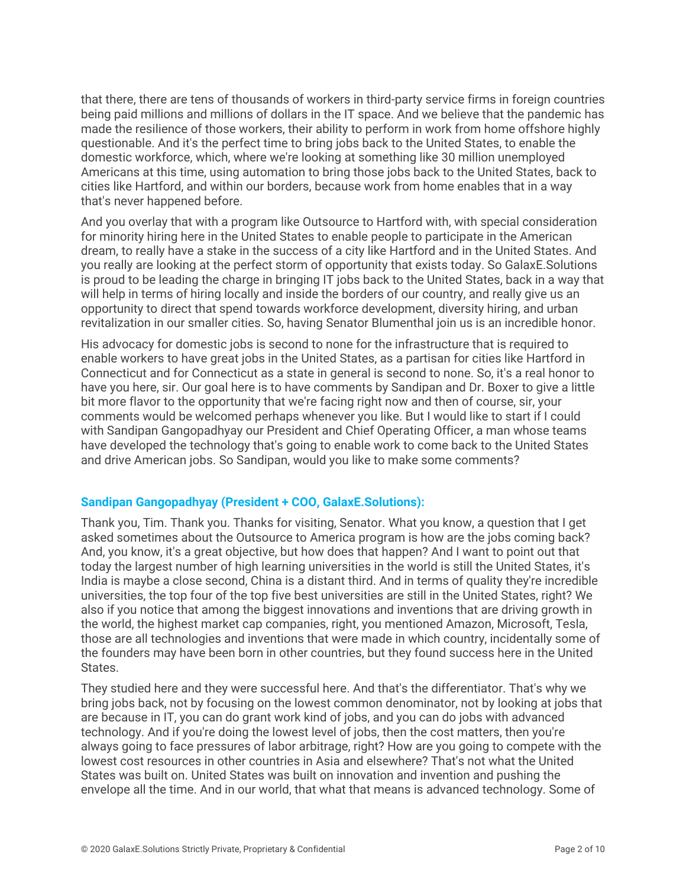that there, there are tens of thousands of workers in third-party service firms in foreign countries being paid millions and millions of dollars in the IT space. And we believe that the pandemic has made the resilience of those workers, their ability to perform in work from home offshore highly questionable. And it's the perfect time to bring jobs back to the United States, to enable the domestic workforce, which, where we're looking at something like 30 million unemployed Americans at this time, using automation to bring those jobs back to the United States, back to cities like Hartford, and within our borders, because work from home enables that in a way that's never happened before.

And you overlay that with a program like Outsource to Hartford with, with special consideration for minority hiring here in the United States to enable people to participate in the American dream, to really have a stake in the success of a city like Hartford and in the United States. And you really are looking at the perfect storm of opportunity that exists today. So GalaxE.Solutions is proud to be leading the charge in bringing IT jobs back to the United States, back in a way that will help in terms of hiring locally and inside the borders of our country, and really give us an opportunity to direct that spend towards workforce development, diversity hiring, and urban revitalization in our smaller cities. So, having Senator Blumenthal join us is an incredible honor.

His advocacy for domestic jobs is second to none for the infrastructure that is required to enable workers to have great jobs in the United States, as a partisan for cities like Hartford in Connecticut and for Connecticut as a state in general is second to none. So, it's a real honor to have you here, sir. Our goal here is to have comments by Sandipan and Dr. Boxer to give a little bit more flavor to the opportunity that we're facing right now and then of course, sir, your comments would be welcomed perhaps whenever you like. But I would like to start if I could with Sandipan Gangopadhyay our President and Chief Operating Officer, a man whose teams have developed the technology that's going to enable work to come back to the United States and drive American jobs. So Sandipan, would you like to make some comments?

**Sandipan Gangopadhyay (President + COO, GalaxE.Solutions):**

Thank you, Tim. Thank you. Thanks for visiting, Senator. What you know, a question that I get asked sometimes about the Outsource to America program is how are the jobs coming back? And, you know, it's a great objective, but how does that happen? And I want to point out that today the largest number of high learning universities in the world is still the United States, it's India is maybe a close second, China is a distant third. And in terms of quality they're incredible universities, the top four of the top five best universities are still in the United States, right? We also if you notice that among the biggest innovations and inventions that are driving growth in the world, the highest market cap companies, right, you mentioned Amazon, Microsoft, Tesla, those are all technologies and inventions that were made in which country, incidentally some of the founders may have been born in other countries, but they found success here in the United States.

They studied here and they were successful here. And that's the differentiator. That's why we bring jobs back, not by focusing on the lowest common denominator, not by looking at jobs that are because in IT, you can do grant work kind of jobs, and you can do jobs with advanced technology. And if you're doing the lowest level of jobs, then the cost matters, then you're always going to face pressures of labor arbitrage, right? How are you going to compete with the lowest cost resources in other countries in Asia and elsewhere? That's not what the United States was built on. United States was built on innovation and invention and pushing the envelope all the time. And in our world, that what that means is advanced technology. Some of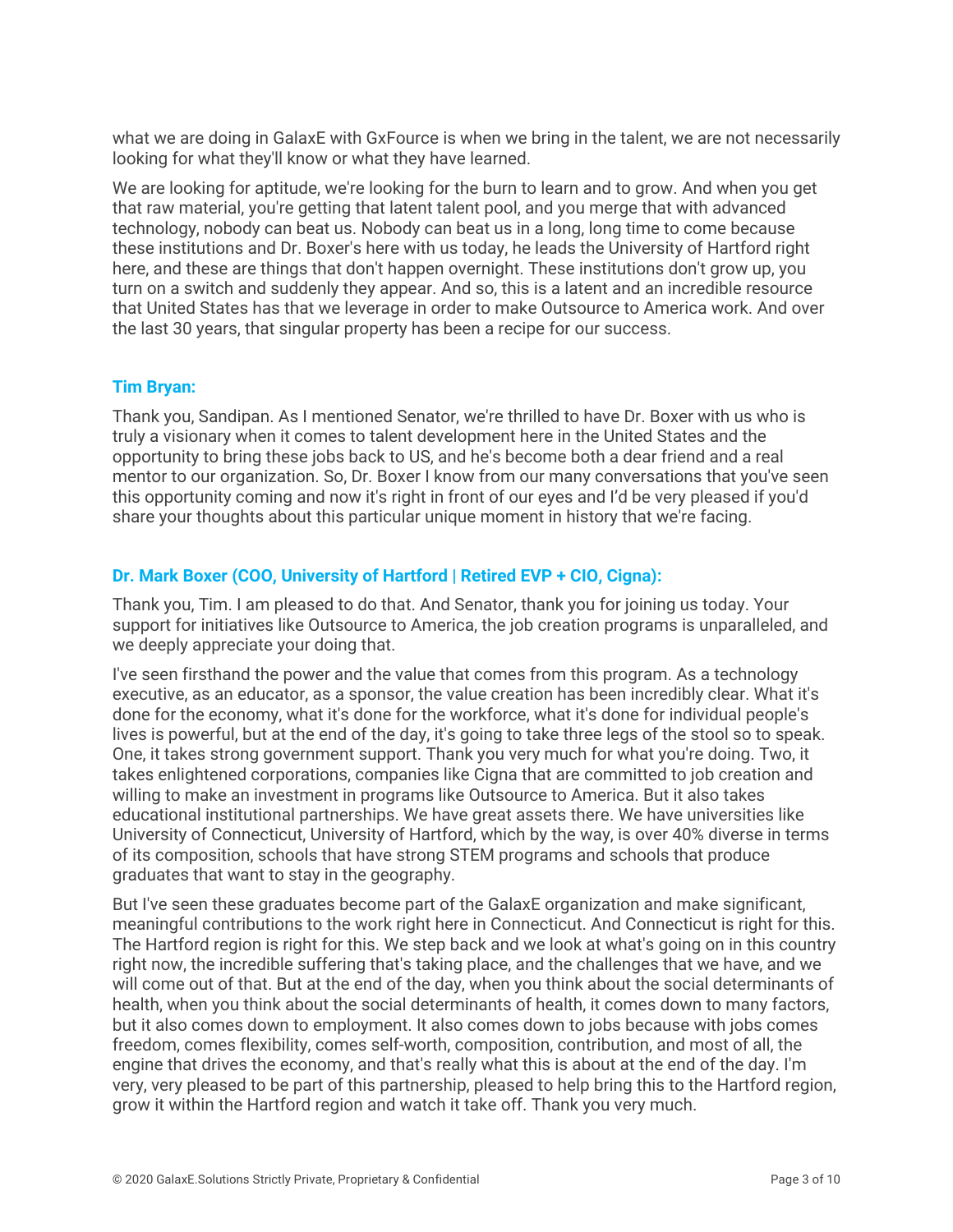what we are doing in GalaxE with GxFource is when we bring in the talent, we are not necessarily looking for what they'll know or what they have learned.

We are looking for aptitude, we're looking for the burn to learn and to grow. And when you get that raw material, you're getting that latent talent pool, and you merge that with advanced technology, nobody can beat us. Nobody can beat us in a long, long time to come because these institutions and Dr. Boxer's here with us today, he leads the University of Hartford right here, and these are things that don't happen overnight. These institutions don't grow up, you turn on a switch and suddenly they appear. And so, this is a latent and an incredible resource that United States has that we leverage in order to make Outsource to America work. And over the last 30 years, that singular property has been a recipe for our success.

**Tim Bryan:**

Thank you, Sandipan. As I mentioned Senator, we're thrilled to have Dr. Boxer with us who is truly a visionary when it comes to talent development here in the United States and the opportunity to bring these jobs back to US, and he's become both a dear friend and a real mentor to our organization. So, Dr. Boxer I know from our many conversations that you've seen this opportunity coming and now it's right in front of our eyes and I'd be very pleased if you'd share your thoughts about this particular unique moment in history that we're facing.

**Dr. Mark Boxer (COO, University of Hartford | Retired EVP + CIO, Cigna):**

Thank you, Tim. I am pleased to do that. And Senator, thank you for joining us today. Your support for initiatives like Outsource to America, the job creation programs is unparalleled, and we deeply appreciate your doing that.

I've seen firsthand the power and the value that comes from this program. As a technology executive, as an educator, as a sponsor, the value creation has been incredibly clear. What it's done for the economy, what it's done for the workforce, what it's done for individual people's lives is powerful, but at the end of the day, it's going to take three legs of the stool so to speak. One, it takes strong government support. Thank you very much for what you're doing. Two, it takes enlightened corporations, companies like Cigna that are committed to job creation and willing to make an investment in programs like Outsource to America. But it also takes educational institutional partnerships. We have great assets there. We have universities like University of Connecticut, University of Hartford, which by the way, is over 40% diverse in terms of its composition, schools that have strong STEM programs and schools that produce graduates that want to stay in the geography.

But I've seen these graduates become part of the GalaxE organization and make significant, meaningful contributions to the work right here in Connecticut. And Connecticut is right for this. The Hartford region is right for this. We step back and we look at what's going on in this country right now, the incredible suffering that's taking place, and the challenges that we have, and we will come out of that. But at the end of the day, when you think about the social determinants of health, when you think about the social determinants of health, it comes down to many factors, but it also comes down to employment. It also comes down to jobs because with jobs comes freedom, comes flexibility, comes self-worth, composition, contribution, and most of all, the engine that drives the economy, and that's really what this is about at the end of the day. I'm very, very pleased to be part of this partnership, pleased to help bring this to the Hartford region, grow it within the Hartford region and watch it take off. Thank you very much.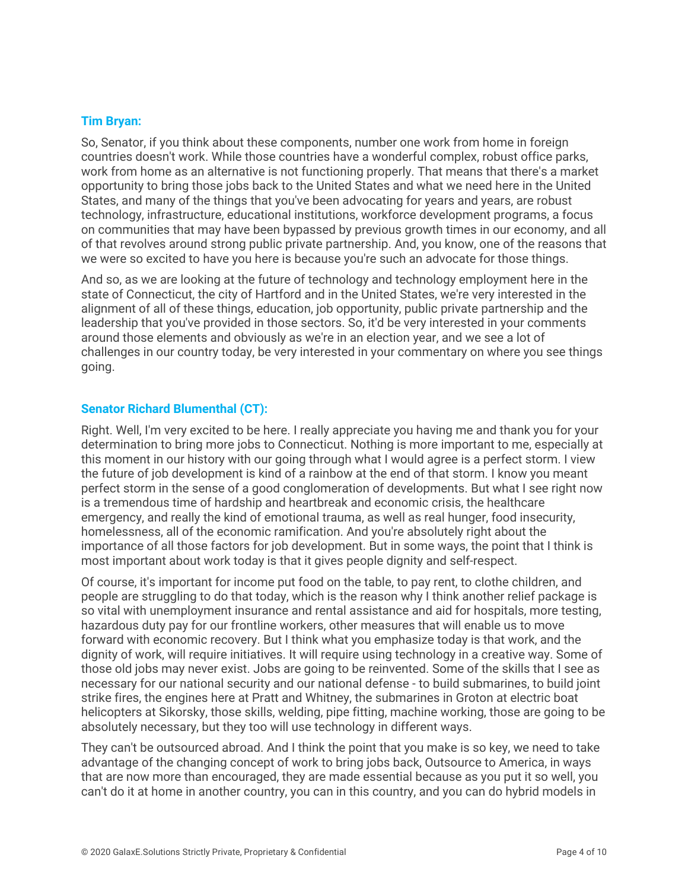**Tim Bryan:**

So, Senator, if you think about these components, number one work from home in foreign countries doesn't work. While those countries have a wonderful complex, robust office parks, work from home as an alternative is not functioning properly. That means that there's a market opportunity to bring those jobs back to the United States and what we need here in the United States, and many of the things that you've been advocating for years and years, are robust technology, infrastructure, educational institutions, workforce development programs, a focus on communities that may have been bypassed by previous growth times in our economy, and all of that revolves around strong public private partnership. And, you know, one of the reasons that we were so excited to have you here is because you're such an advocate for those things.

And so, as we are looking at the future of technology and technology employment here in the state of Connecticut, the city of Hartford and in the United States, we're very interested in the alignment of all of these things, education, job opportunity, public private partnership and the leadership that you've provided in those sectors. So, it'd be very interested in your comments around those elements and obviously as we're in an election year, and we see a lot of challenges in our country today, be very interested in your commentary on where you see things going.

**Senator Richard Blumenthal (CT):**

Right. Well, I'm very excited to be here. I really appreciate you having me and thank you for your determination to bring more jobs to Connecticut. Nothing is more important to me, especially at this moment in our history with our going through what I would agree is a perfect storm. I view the future of job development is kind of a rainbow at the end of that storm. I know you meant perfect storm in the sense of a good conglomeration of developments. But what I see right now is a tremendous time of hardship and heartbreak and economic crisis, the healthcare emergency, and really the kind of emotional trauma, as well as real hunger, food insecurity, homelessness, all of the economic ramification. And you're absolutely right about the importance of all those factors for job development. But in some ways, the point that I think is most important about work today is that it gives people dignity and self-respect.

Of course, it's important for income put food on the table, to pay rent, to clothe children, and people are struggling to do that today, which is the reason why I think another relief package is so vital with unemployment insurance and rental assistance and aid for hospitals, more testing, hazardous duty pay for our frontline workers, other measures that will enable us to move forward with economic recovery. But I think what you emphasize today is that work, and the dignity of work, will require initiatives. It will require using technology in a creative way. Some of those old jobs may never exist. Jobs are going to be reinvented. Some of the skills that I see as necessary for our national security and our national defense - to build submarines, to build joint strike fires, the engines here at Pratt and Whitney, the submarines in Groton at electric boat helicopters at Sikorsky, those skills, welding, pipe fitting, machine working, those are going to be absolutely necessary, but they too will use technology in different ways.

They can't be outsourced abroad. And I think the point that you make is so key, we need to take advantage of the changing concept of work to bring jobs back, Outsource to America, in ways that are now more than encouraged, they are made essential because as you put it so well, you can't do it at home in another country, you can in this country, and you can do hybrid models in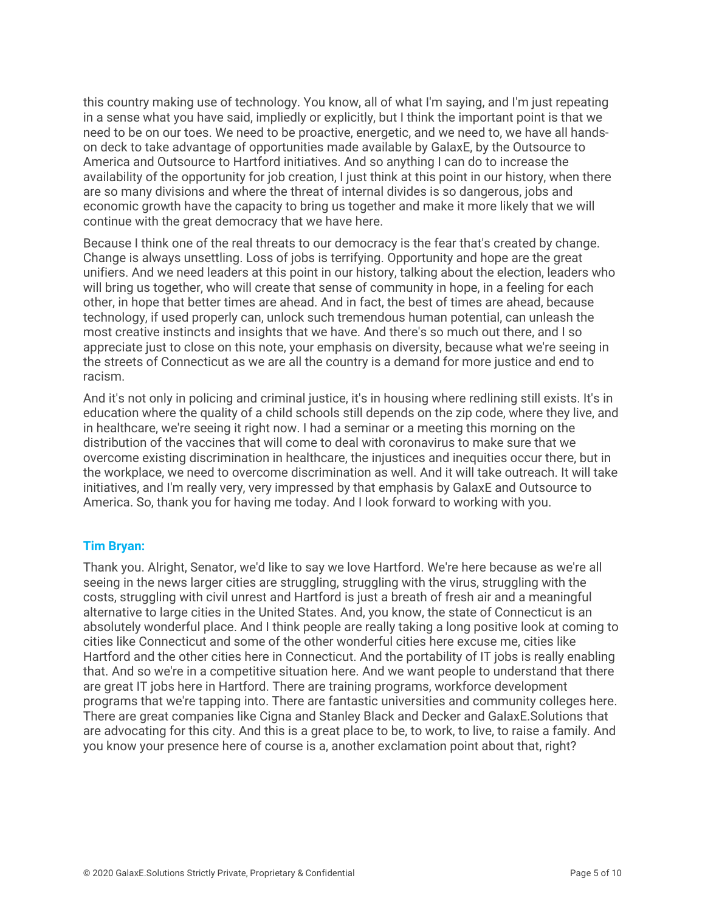this country making use of technology. You know, all of what I'm saying, and I'm just repeating in a sense what you have said, impliedly or explicitly, but I think the important point is that we need to be on our toes. We need to be proactive, energetic, and we need to, we have all hands-on deck to take advantage of opportunities made available by GalaxE, by the Outsource to America and Outsource to Hartford initiatives. And so anything I can do to increase the availability of the opportunity for job creation, I just think at this point in our history, when there are so many divisions and where the threat of internal divides is so dangerous, jobs and economic growth have the capacity to bring us together and make it more likely that we will continue with the great democracy that we have here.

Because I think one of the real threats to our democracy is the fear that's created by change. Change is always unsettling. Loss of jobs is terrifying. Opportunity and hope are the great unifiers. And we need leaders at this point in our history, talking about the election, leaders who will bring us together, who will create that sense of community in hope, in a feeling for each other, in hope that better times are ahead. And in fact, the best of times are ahead, because technology, if used properly can, unlock such tremendous human potential, can unleash the most creative instincts and insights that we have. And there's so much out there, and I so appreciate just to close on this note, your emphasis on diversity, because what we're seeing in the streets of Connecticut as we are all the country is a demand for more justice and end to racism.

And it's not only in policing and criminal justice, it's in housing where redlining still exists. It's in education where the quality of a child schools still depends on the zip code, where they live, and in healthcare, we're seeing it right now. I had a seminar or a meeting this morning on the distribution of the vaccines that will come to deal with coronavirus to make sure that we overcome existing discrimination in healthcare, the injustices and inequities occur there, but in the workplace, we need to overcome discrimination as well. And it will take outreach. It will take initiatives, and I'm really very, very impressed by that emphasis by GalaxE and Outsource to America. So, thank you for having me today. And I look forward to working with you.

**Tim Bryan:**

Thank you. Alright, Senator, we'd like to say we love Hartford. We're here because as we're all seeing in the news larger cities are struggling, struggling with the virus, struggling with the costs, struggling with civil unrest and Hartford is just a breath of fresh air and a meaningful alternative to large cities in the United States. And, you know, the state of Connecticut is an absolutely wonderful place. And I think people are really taking a long positive look at coming to cities like Connecticut and some of the other wonderful cities here excuse me, cities like Hartford and the other cities here in Connecticut. And the portability of IT jobs is really enabling that. And so we're in a competitive situation here. And we want people to understand that there are great IT jobs here in Hartford. There are training programs, workforce development programs that we're tapping into. There are fantastic universities and community colleges here. There are great companies like Cigna and Stanley Black and Decker and GalaxE.Solutions that are advocating for this city. And this is a great place to be, to work, to live, to raise a family. And you know your presence here of course is a, another exclamation point about that, right?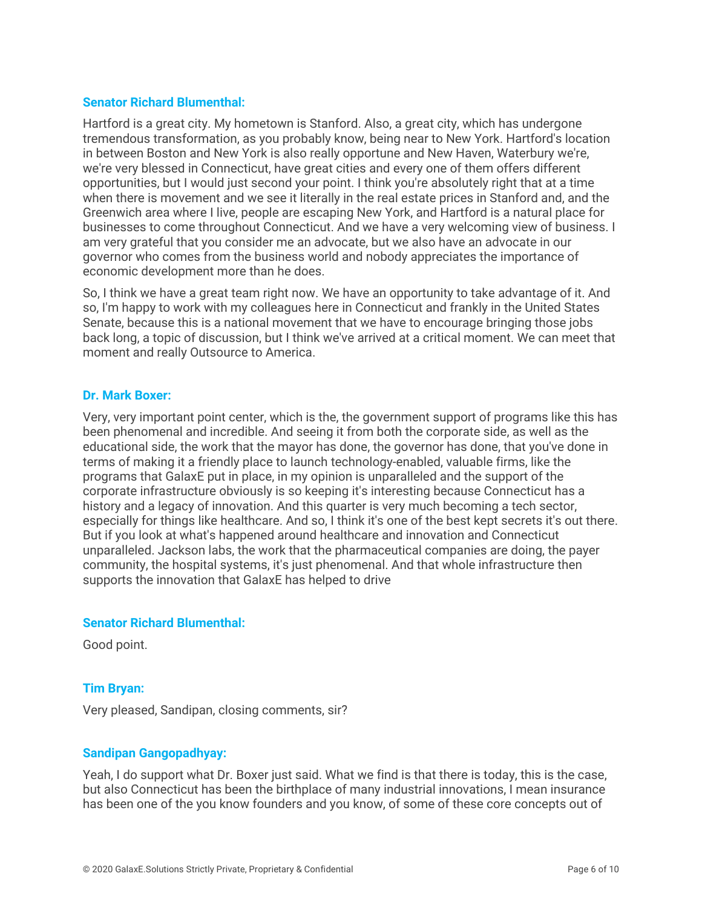**Senator Richard Blumenthal:**

Hartford is a great city. My hometown is Stanford. Also, a great city, which has undergone tremendous transformation, as you probably know, being near to New York. Hartford's location in between Boston and New York is also really opportune and New Haven, Waterbury we're, we're very blessed in Connecticut, have great cities and every one of them offers different opportunities, but I would just second your point. I think you're absolutely right that at a time when there is movement and we see it literally in the real estate prices in Stanford and, and the Greenwich area where I live, people are escaping New York, and Hartford is a natural place for businesses to come throughout Connecticut. And we have a very welcoming view of business. I am very grateful that you consider me an advocate, but we also have an advocate in our governor who comes from the business world and nobody appreciates the importance of economic development more than he does.

So, I think we have a great team right now. We have an opportunity to take advantage of it. And so, I'm happy to work with my colleagues here in Connecticut and frankly in the United States Senate, because this is a national movement that we have to encourage bringing those jobs back long, a topic of discussion, but I think we've arrived at a critical moment. We can meet that moment and really Outsource to America.

**Dr. Mark Boxer:**

Very, very important point center, which is the, the government support of programs like this has been phenomenal and incredible. And seeing it from both the corporate side, as well as the educational side, the work that the mayor has done, the governor has done, that you've done in terms of making it a friendly place to launch technology-enabled, valuable firms, like the programs that GalaxE put in place, in my opinion is unparalleled and the support of the corporate infrastructure obviously is so keeping it's interesting because Connecticut has a history and a legacy of innovation. And this quarter is very much becoming a tech sector, especially for things like healthcare. And so, I think it's one of the best kept secrets it's out there. But if you look at what's happened around healthcare and innovation and Connecticut unparalleled. Jackson labs, the work that the pharmaceutical companies are doing, the payer community, the hospital systems, it's just phenomenal. And that whole infrastructure then supports the innovation that GalaxE has helped to drive

**Senator Richard Blumenthal:**

Good point.

**Tim Bryan:**

Very pleased, Sandipan, closing comments, sir?

**Sandipan Gangopadhyay:**

Yeah, I do support what Dr. Boxer just said. What we find is that there is today, this is the case, but also Connecticut has been the birthplace of many industrial innovations, I mean insurance has been one of the you know founders and you know, of some of these core concepts out of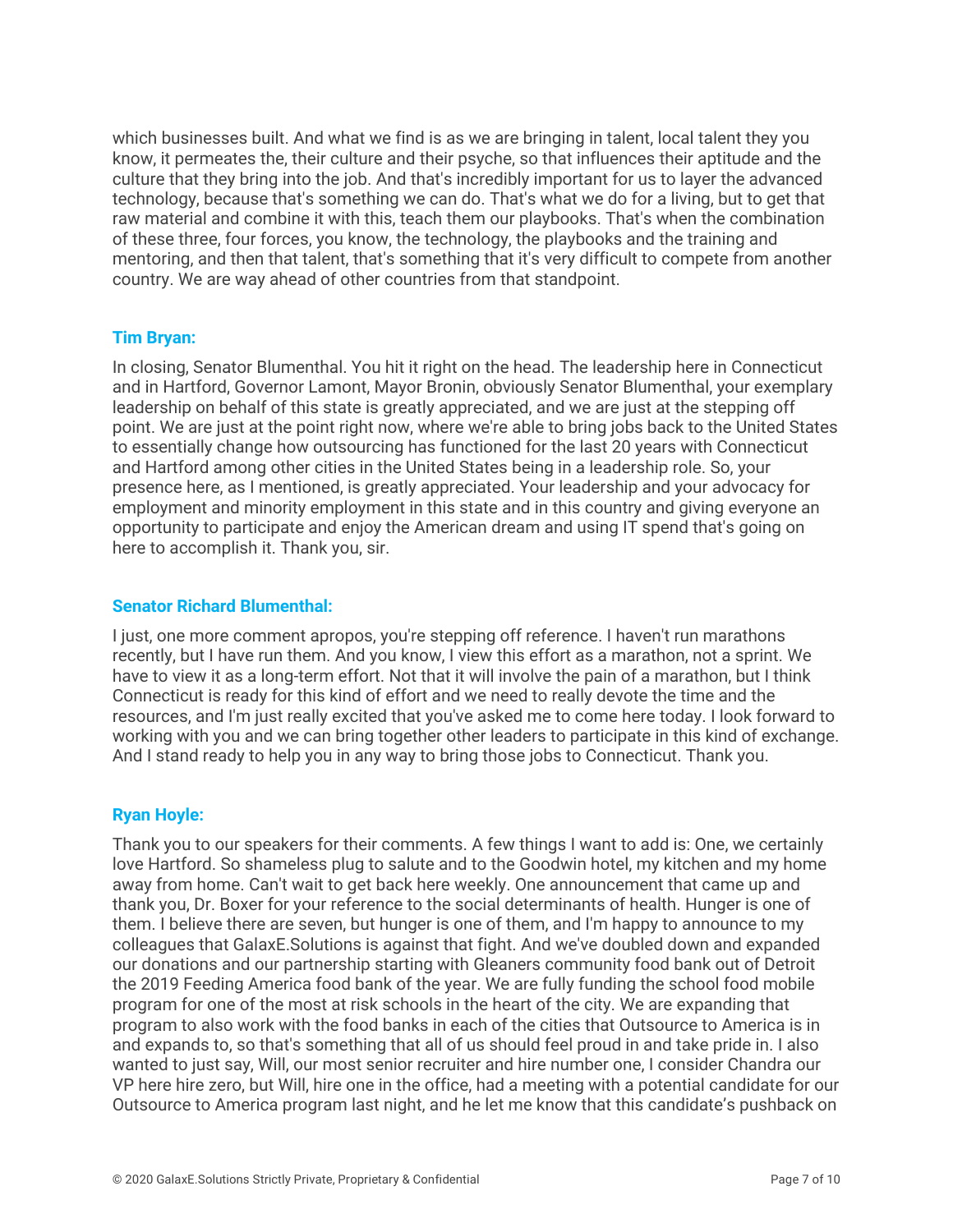which businesses built. And what we find is as we are bringing in talent, local talent they you know, it permeates the, their culture and their psyche, so that influences their aptitude and the culture that they bring into the job. And that's incredibly important for us to layer the advanced technology, because that's something we can do. That's what we do for a living, but to get that raw material and combine it with this, teach them our playbooks. That's when the combination of these three, four forces, you know, the technology, the playbooks and the training and mentoring, and then that talent, that's something that it's very difficult to compete from another country. We are way ahead of other countries from that standpoint.

**Tim Bryan:**

In closing, Senator Blumenthal. You hit it right on the head. The leadership here in Connecticut and in Hartford, Governor Lamont, Mayor Bronin, obviously Senator Blumenthal, your exemplary leadership on behalf of this state is greatly appreciated, and we are just at the stepping off point. We are just at the point right now, where we're able to bring jobs back to the United States to essentially change how outsourcing has functioned for the last 20 years with Connecticut and Hartford among other cities in the United States being in a leadership role. So, your presence here, as I mentioned, is greatly appreciated. Your leadership and your advocacy for employment and minority employment in this state and in this country and giving everyone an opportunity to participate and enjoy the American dream and using IT spend that's going on here to accomplish it. Thank you, sir.

**Senator Richard Blumenthal:**

I just, one more comment apropos, you're stepping off reference. I haven't run marathons recently, but I have run them. And you know, I view this effort as a marathon, not a sprint. We have to view it as a long-term effort. Not that it will involve the pain of a marathon, but I think Connecticut is ready for this kind of effort and we need to really devote the time and the resources, and I'm just really excited that you've asked me to come here today. I look forward to working with you and we can bring together other leaders to participate in this kind of exchange. And I stand ready to help you in any way to bring those jobs to Connecticut. Thank you.

**Ryan Hoyle:**

Thank you to our speakers for their comments. A few things I want to add is: One, we certainly love Hartford. So shameless plug to salute and to the Goodwin hotel, my kitchen and my home away from home. Can't wait to get back here weekly. One announcement that came up and thank you, Dr. Boxer for your reference to the social determinants of health. Hunger is one of them. I believe there are seven, but hunger is one of them, and I'm happy to announce to my colleagues that GalaxE.Solutions is against that fight. And we've doubled down and expanded our donations and our partnership starting with Gleaners community food bank out of Detroit the 2019 Feeding America food bank of the year. We are fully funding the school food mobile program for one of the most at risk schools in the heart of the city. We are expanding that program to also work with the food banks in each of the cities that Outsource to America is in and expands to, so that's something that all of us should feel proud in and take pride in. I also wanted to just say, Will, our most senior recruiter and hire number one, I consider Chandra our VP here hire zero, but Will, hire one in the office, had a meeting with a potential candidate for our Outsource to America program last night, and he let me know that this candidate's pushback on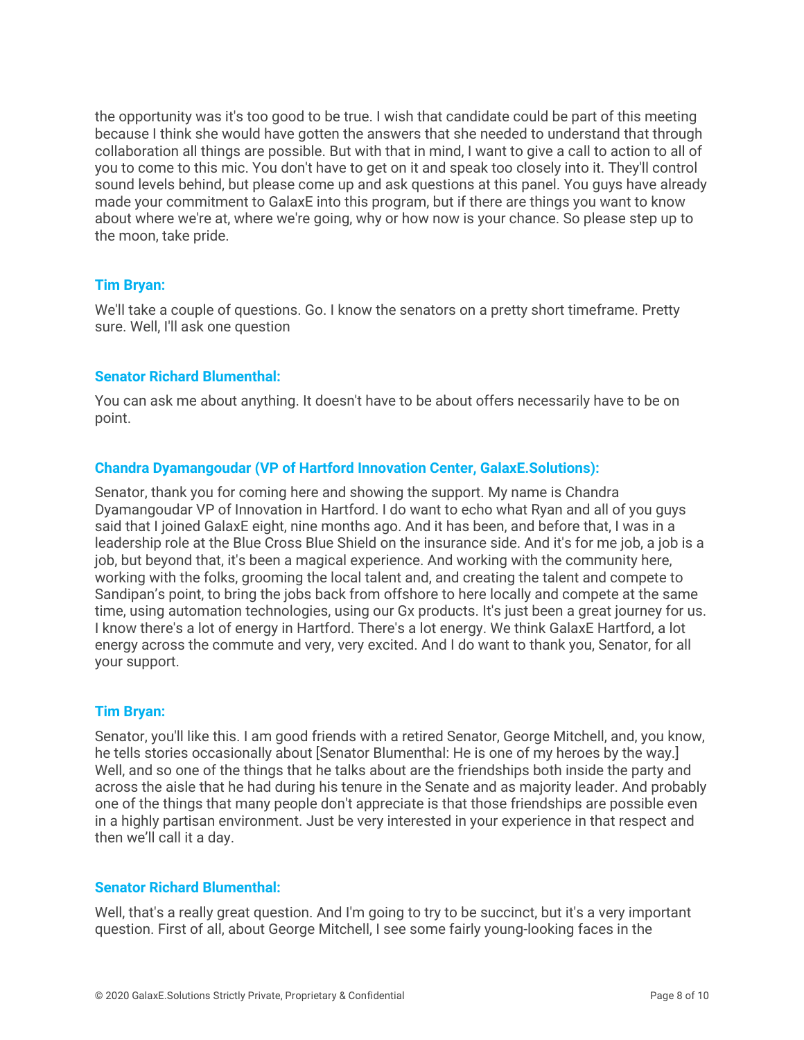the opportunity was it's too good to be true. I wish that candidate could be part of this meeting because I think she would have gotten the answers that she needed to understand that through collaboration all things are possible. But with that in mind, I want to give a call to action to all of you to come to this mic. You don't have to get on it and speak too closely into it. They'll control sound levels behind, but please come up and ask questions at this panel. You guys have already made your commitment to GalaxE into this program, but if there are things you want to know about where we're at, where we're going, why or how now is your chance. So please step up to the moon, take pride.

**Tim Bryan:**

We'll take a couple of questions. Go. I know the senators on a pretty short timeframe. Pretty sure. Well, I'll ask one question

**Senator Richard Blumenthal:**

You can ask me about anything. It doesn't have to be about offers necessarily have to be on point.

**Chandra Dyamangoudar (VP of Hartford Innovation Center, GalaxE.Solutions):**

Senator, thank you for coming here and showing the support. My name is Chandra Dyamangoudar VP of Innovation in Hartford. I do want to echo what Ryan and all of you guys said that I joined GalaxE eight, nine months ago. And it has been, and before that, I was in a leadership role at the Blue Cross Blue Shield on the insurance side. And it's for me job, a job is a job, but beyond that, it's been a magical experience. And working with the community here, working with the folks, grooming the local talent and, and creating the talent and compete to Sandipan's point, to bring the jobs back from offshore to here locally and compete at the same time, using automation technologies, using our Gx products. It's just been a great journey for us. I know there's a lot of energy in Hartford. There's a lot energy. We think GalaxE Hartford, a lot energy across the commute and very, very excited. And I do want to thank you, Senator, for all your support.

**Tim Bryan:**

Senator, you'll like this. I am good friends with a retired Senator, George Mitchell, and, you know, he tells stories occasionally about [Senator Blumenthal: He is one of my heroes by the way.] Well, and so one of the things that he talks about are the friendships both inside the party and across the aisle that he had during his tenure in the Senate and as majority leader. And probably one of the things that many people don't appreciate is that those friendships are possible even in a highly partisan environment. Just be very interested in your experience in that respect and then we'll call it a day.

**Senator Richard Blumenthal:**

Well, that's a really great question. And I'm going to try to be succinct, but it's a very important question. First of all, about George Mitchell, I see some fairly young-looking faces in the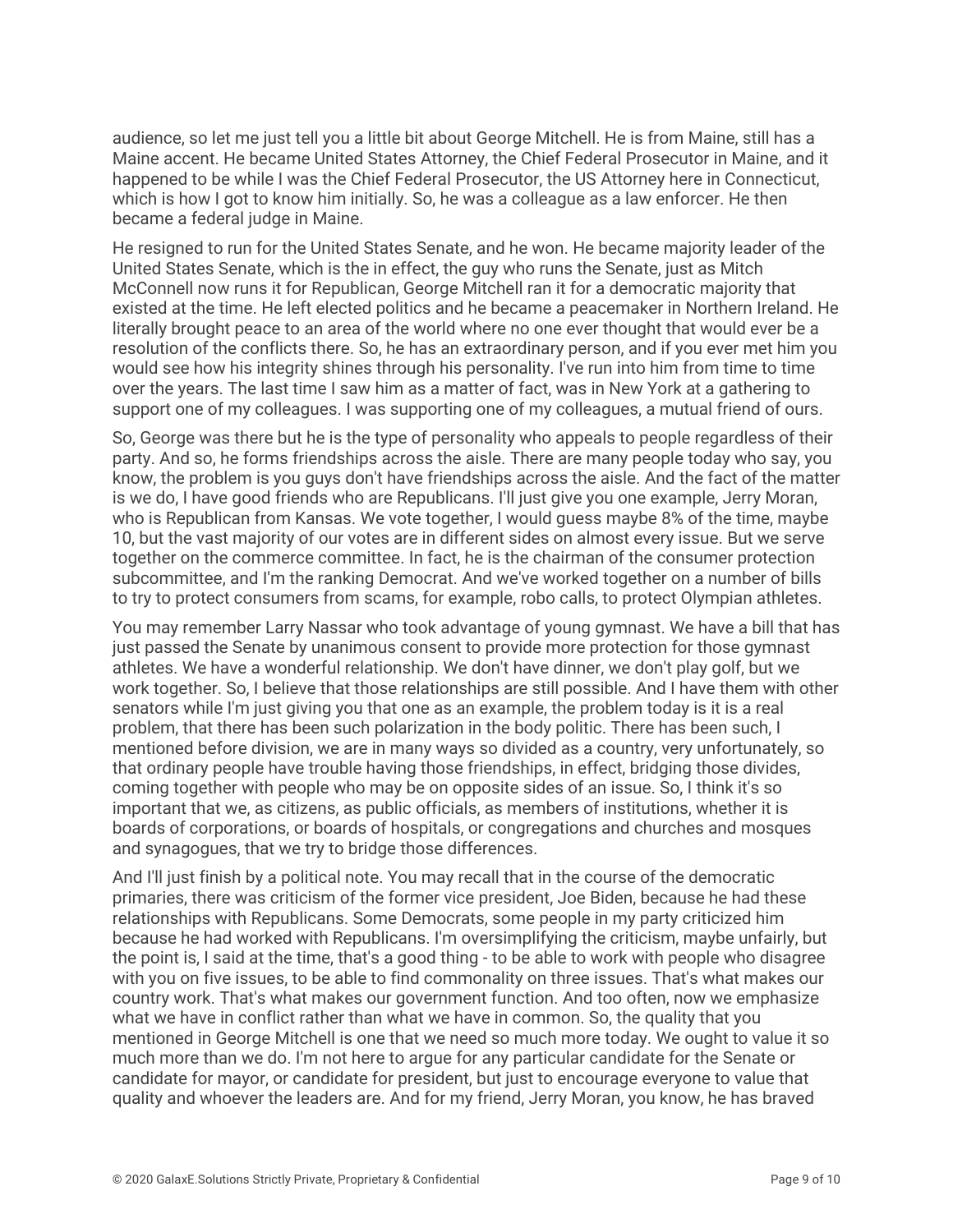audience, so let me just tell you a little bit about George Mitchell. He is from Maine, still has a Maine accent. He became United States Attorney, the Chief Federal Prosecutor in Maine, and it happened to be while I was the Chief Federal Prosecutor, the US Attorney here in Connecticut, which is how I got to know him initially. So, he was a colleague as a law enforcer. He then became a federal judge in Maine.

He resigned to run for the United States Senate, and he won. He became majority leader of the United States Senate, which is the in effect, the guy who runs the Senate, just as Mitch McConnell now runs it for Republican, George Mitchell ran it for a democratic majority that existed at the time. He left elected politics and he became a peacemaker in Northern Ireland. He literally brought peace to an area of the world where no one ever thought that would ever be a resolution of the conflicts there. So, he has an extraordinary person, and if you ever met him you would see how his integrity shines through his personality. I've run into him from time to time over the years. The last time I saw him as a matter of fact, was in New York at a gathering to support one of my colleagues. I was supporting one of my colleagues, a mutual friend of ours.

So, George was there but he is the type of personality who appeals to people regardless of their party. And so, he forms friendships across the aisle. There are many people today who say, you know, the problem is you guys don't have friendships across the aisle. And the fact of the matter is we do, I have good friends who are Republicans. I'll just give you one example, Jerry Moran, who is Republican from Kansas. We vote together, I would guess maybe 8% of the time, maybe 10, but the vast majority of our votes are in different sides on almost every issue. But we serve together on the commerce committee. In fact, he is the chairman of the consumer protection subcommittee, and I'm the ranking Democrat. And we've worked together on a number of bills to try to protect consumers from scams, for example, robo calls, to protect Olympian athletes.

You may remember Larry Nassar who took advantage of young gymnast. We have a bill that has just passed the Senate by unanimous consent to provide more protection for those gymnast athletes. We have a wonderful relationship. We don't have dinner, we don't play golf, but we work together. So, I believe that those relationships are still possible. And I have them with other senators while I'm just giving you that one as an example, the problem today is it is a real problem, that there has been such polarization in the body politic. There has been such, I mentioned before division, we are in many ways so divided as a country, very unfortunately, so that ordinary people have trouble having those friendships, in effect, bridging those divides, coming together with people who may be on opposite sides of an issue. So, I think it's so important that we, as citizens, as public officials, as members of institutions, whether it is boards of corporations, or boards of hospitals, or congregations and churches and mosques and synagogues, that we try to bridge those differences.

And I'll just finish by a political note. You may recall that in the course of the democratic primaries, there was criticism of the former vice president, Joe Biden, because he had these relationships with Republicans. Some Democrats, some people in my party criticized him because he had worked with Republicans. I'm oversimplifying the criticism, maybe unfairly, but the point is, I said at the time, that's a good thing - to be able to work with people who disagree with you on five issues, to be able to find commonality on three issues. That's what makes our country work. That's what makes our government function. And too often, now we emphasize what we have in conflict rather than what we have in common. So, the quality that you mentioned in George Mitchell is one that we need so much more today. We ought to value it so much more than we do. I'm not here to argue for any particular candidate for the Senate or candidate for mayor, or candidate for president, but just to encourage everyone to value that quality and whoever the leaders are. And for my friend, Jerry Moran, you know, he has braved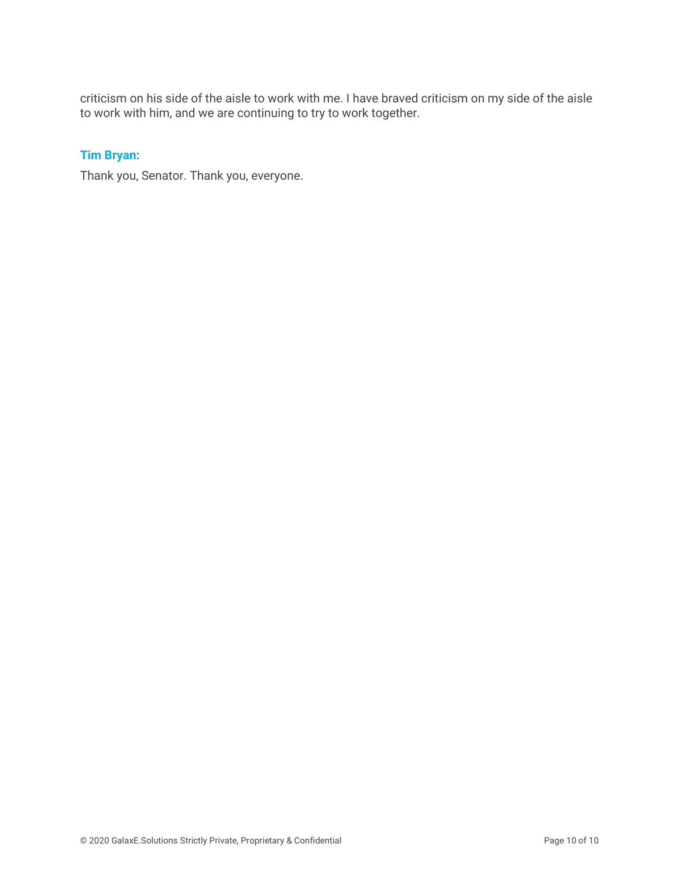criticism on his side of the aisle to work with me. I have braved criticism on my side of the aisle to work with him, and we are continuing to try to work together.

**Tim Bryan:**

Thank you, Senator. Thank you, everyone.